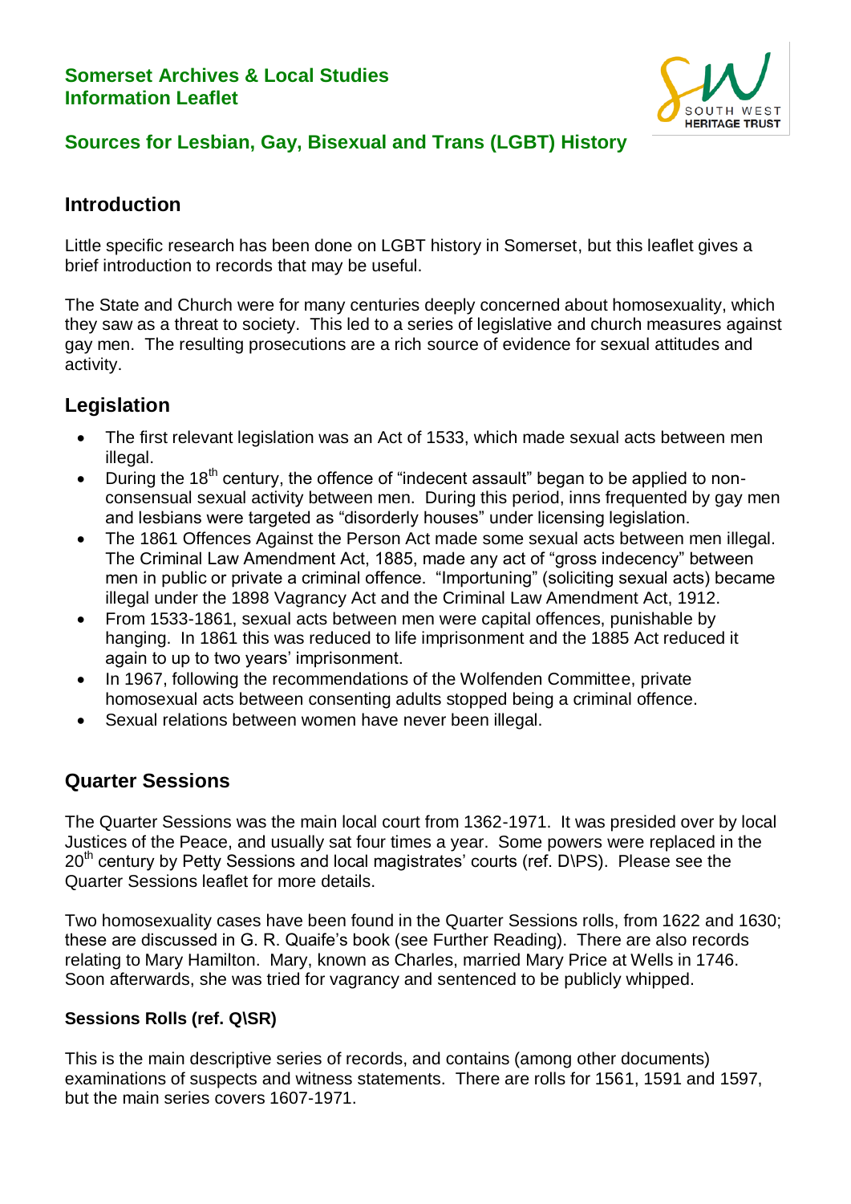**Somerset Archives & Local Studies**
**Information Leaflet**

## Sources for Lesbian, Gay, Bisexual and Trans (LGBT) History

### Introduction

Little specific research has been done on LGBT history in Somerset, but this leaflet gives a brief introduction to records that may be useful.

The State and Church were for many centuries deeply concerned about homosexuality, which they saw as a threat to society. This led to a series of legislative and church measures against gay men. The resulting prosecutions are a rich source of evidence for sexual attitudes and activity.

### Legislation

- The first relevant legislation was an Act of 1533, which made sexual acts between men illegal.
- During the 18th century, the offence of "indecent assault" began to be applied to non-consensual sexual activity between men. During this period, inns frequented by gay men and lesbians were targeted as "disorderly houses" under licensing legislation.
- The 1861 Offences Against the Person Act made some sexual acts between men illegal. The Criminal Law Amendment Act, 1885, made any act of "gross indecency" between men in public or private a criminal offence. "Importuning" (soliciting sexual acts) became illegal under the 1898 Vagrancy Act and the Criminal Law Amendment Act, 1912.
- From 1533-1861, sexual acts between men were capital offences, punishable by hanging. In 1861 this was reduced to life imprisonment and the 1885 Act reduced it again to up to two years' imprisonment.
- In 1967, following the recommendations of the Wolfenden Committee, private homosexual acts between consenting adults stopped being a criminal offence.
- Sexual relations between women have never been illegal.

### Quarter Sessions

The Quarter Sessions was the main local court from 1362-1971. It was presided over by local Justices of the Peace, and usually sat four times a year. Some powers were replaced in the 20th century by Petty Sessions and local magistrates' courts (ref. D\PS). Please see the Quarter Sessions leaflet for more details.

Two homosexuality cases have been found in the Quarter Sessions rolls, from 1622 and 1630; these are discussed in G. R. Quaife's book (see Further Reading). There are also records relating to Mary Hamilton. Mary, known as Charles, married Mary Price at Wells in 1746. Soon afterwards, she was tried for vagrancy and sentenced to be publicly whipped.

#### Sessions Rolls (ref. Q\SR)

This is the main descriptive series of records, and contains (among other documents) examinations of suspects and witness statements. There are rolls for 1561, 1591 and 1597, but the main series covers 1607-1971.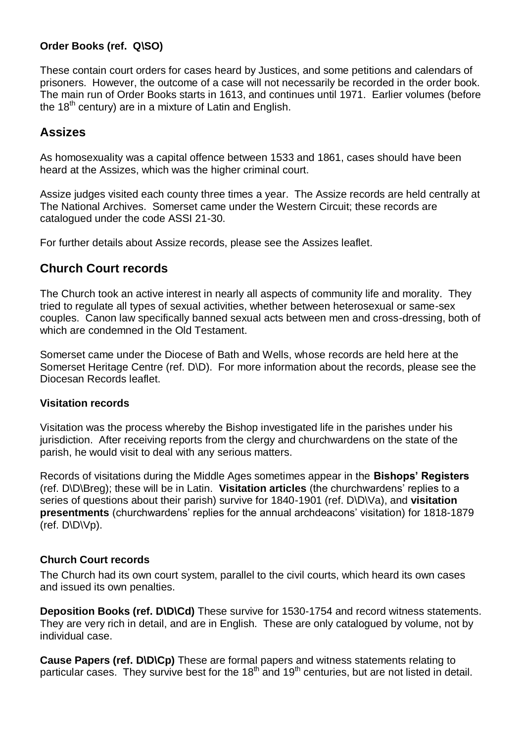### Order Books (ref. Q\SO)

These contain court orders for cases heard by Justices, and some petitions and calendars of prisoners. However, the outcome of a case will not necessarily be recorded in the order book. The main run of Order Books starts in 1613, and continues until 1971. Earlier volumes (before the 18th century) are in a mixture of Latin and English.

## Assizes

As homosexuality was a capital offence between 1533 and 1861, cases should have been heard at the Assizes, which was the higher criminal court.

Assize judges visited each county three times a year. The Assize records are held centrally at The National Archives. Somerset came under the Western Circuit; these records are catalogued under the code ASSI 21-30.

For further details about Assize records, please see the Assizes leaflet.

## Church Court records

The Church took an active interest in nearly all aspects of community life and morality. They tried to regulate all types of sexual activities, whether between heterosexual or same-sex couples. Canon law specifically banned sexual acts between men and cross-dressing, both of which are condemned in the Old Testament.

Somerset came under the Diocese of Bath and Wells, whose records are held here at the Somerset Heritage Centre (ref. D\D). For more information about the records, please see the Diocesan Records leaflet.

### Visitation records

Visitation was the process whereby the Bishop investigated life in the parishes under his jurisdiction. After receiving reports from the clergy and churchwardens on the state of the parish, he would visit to deal with any serious matters.

Records of visitations during the Middle Ages sometimes appear in the **Bishops' Registers** (ref. D\D\Breg); these will be in Latin. **Visitation articles** (the churchwardens' replies to a series of questions about their parish) survive for 1840-1901 (ref. D\D\Va), and **visitation presentments** (churchwardens' replies for the annual archdeacons' visitation) for 1818-1879 (ref. D\D\Vp).

### Church Court records

The Church had its own court system, parallel to the civil courts, which heard its own cases and issued its own penalties.

**Deposition Books (ref. D\D\Cd)** These survive for 1530-1754 and record witness statements. They are very rich in detail, and are in English. These are only catalogued by volume, not by individual case.

**Cause Papers (ref. D\D\Cp)** These are formal papers and witness statements relating to particular cases. They survive best for the 18th and 19th centuries, but are not listed in detail.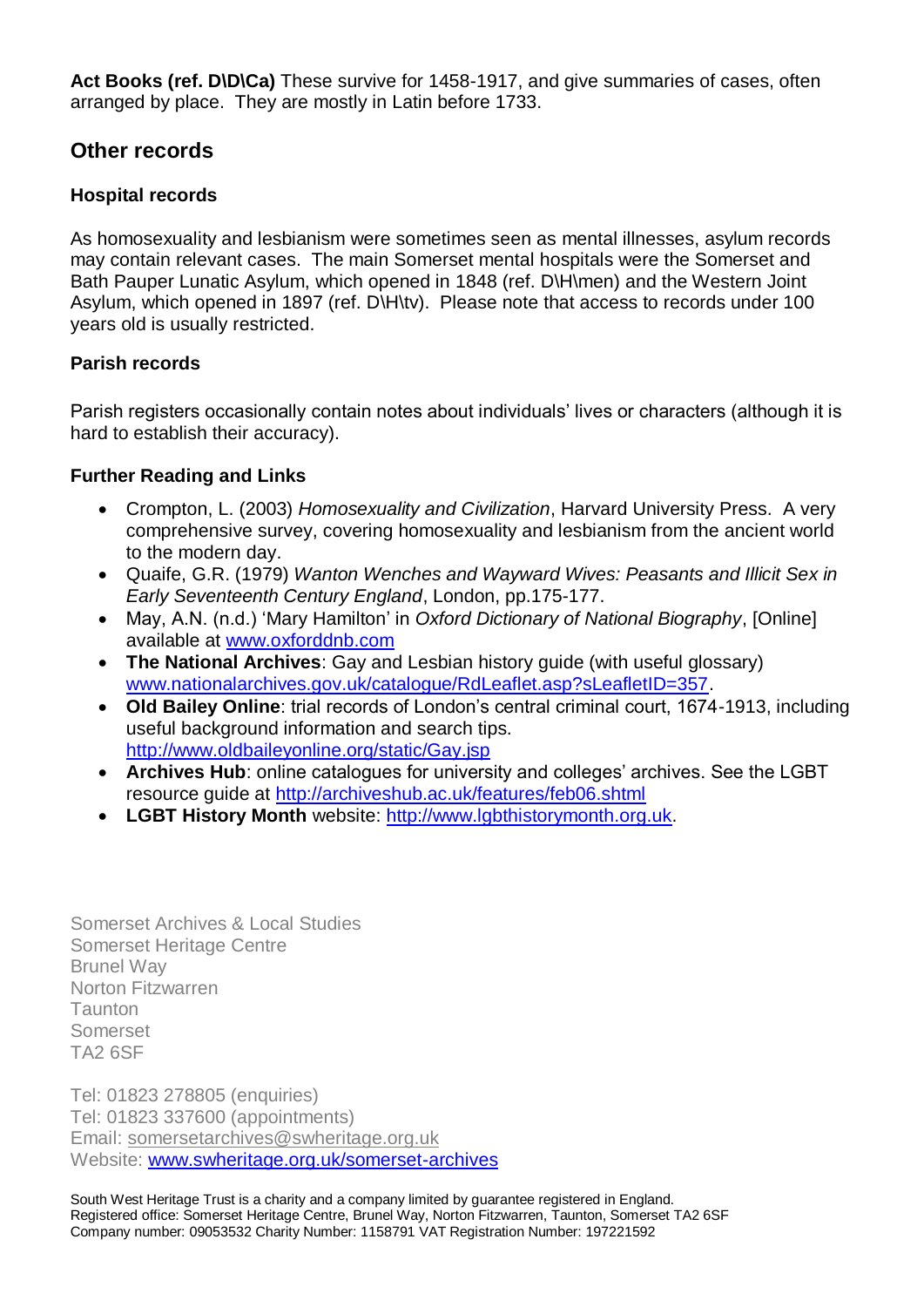**Act Books (ref. D\D\Ca)** These survive for 1458-1917, and give summaries of cases, often arranged by place. They are mostly in Latin before 1733.

## Other records

### Hospital records

As homosexuality and lesbianism were sometimes seen as mental illnesses, asylum records may contain relevant cases. The main Somerset mental hospitals were the Somerset and Bath Pauper Lunatic Asylum, which opened in 1848 (ref. D\H\men) and the Western Joint Asylum, which opened in 1897 (ref. D\H\tv). Please note that access to records under 100 years old is usually restricted.

### Parish records

Parish registers occasionally contain notes about individuals' lives or characters (although it is hard to establish their accuracy).

### Further Reading and Links

- Crompton, L. (2003) *Homosexuality and Civilization*, Harvard University Press. A very comprehensive survey, covering homosexuality and lesbianism from the ancient world to the modern day.
- Quaife, G.R. (1979) *Wanton Wenches and Wayward Wives: Peasants and Illicit Sex in Early Seventeenth Century England*, London, pp.175-177.
- May, A.N. (n.d.) 'Mary Hamilton' in *Oxford Dictionary of National Biography*, [Online] available at www.oxforddnb.com
- **The National Archives**: Gay and Lesbian history guide (with useful glossary) www.nationalarchives.gov.uk/catalogue/RdLeaflet.asp?sLeafletID=357.
- **Old Bailey Online**: trial records of London's central criminal court, 1674-1913, including useful background information and search tips. http://www.oldbaileyonline.org/static/Gay.jsp
- **Archives Hub**: online catalogues for university and colleges' archives. See the LGBT resource guide at http://archiveshub.ac.uk/features/feb06.shtml
- **LGBT History Month** website: http://www.lgbthistorymonth.org.uk.

Somerset Archives & Local Studies
Somerset Heritage Centre
Brunel Way
Norton Fitzwarren
Taunton
Somerset
TA2 6SF

Tel: 01823 278805 (enquiries)
Tel: 01823 337600 (appointments)
Email: somersetarchives@swheritage.org.uk
Website: www.swheritage.org.uk/somerset-archives

South West Heritage Trust is a charity and a company limited by guarantee registered in England.
Registered office: Somerset Heritage Centre, Brunel Way, Norton Fitzwarren, Taunton, Somerset TA2 6SF
Company number: 09053532 Charity Number: 1158791 VAT Registration Number: 197221592